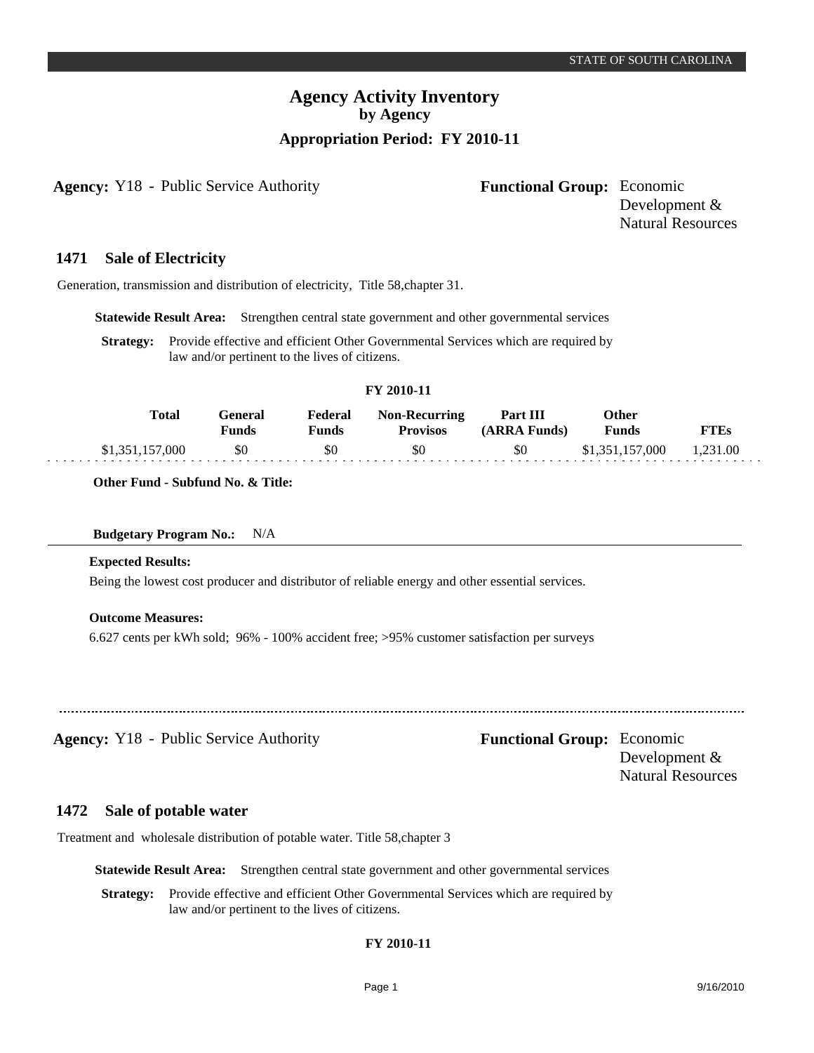# Agency Activity Inventory
## by Agency
### Appropriation Period: FY 2010-11

**Agency:** Y18 - Public Service Authority

**Functional Group:** Economic Development & Natural Resources

## 1471 Sale of Electricity

Generation, transmission and distribution of electricity, Title 58,chapter 31.

**Statewide Result Area:** Strengthen central state government and other governmental services

**Strategy:** Provide effective and efficient Other Governmental Services which are required by law and/or pertinent to the lives of citizens.

**FY 2010-11**

| Total | General Funds | Federal Funds | Non-Recurring Provisos | Part III (ARRA Funds) | Other Funds | FTEs |
|---|---|---|---|---|---|---|
| $1,351,157,000 | $0 | $0 | $0 | $0 | $1,351,157,000 | 1,231.00 |

**Other Fund - Subfund No. & Title:**

**Budgetary Program No.:** N/A

**Expected Results:**

Being the lowest cost producer and distributor of reliable energy and other essential services.

**Outcome Measures:**

6.627 cents per kWh sold; 96% - 100% accident free; >95% customer satisfaction per surveys

---

**Agency:** Y18 - Public Service Authority

**Functional Group:** Economic Development & Natural Resources

## 1472 Sale of potable water

Treatment and wholesale distribution of potable water. Title 58,chapter 3

**Statewide Result Area:** Strengthen central state government and other governmental services

**Strategy:** Provide effective and efficient Other Governmental Services which are required by law and/or pertinent to the lives of citizens.

**FY 2010-11**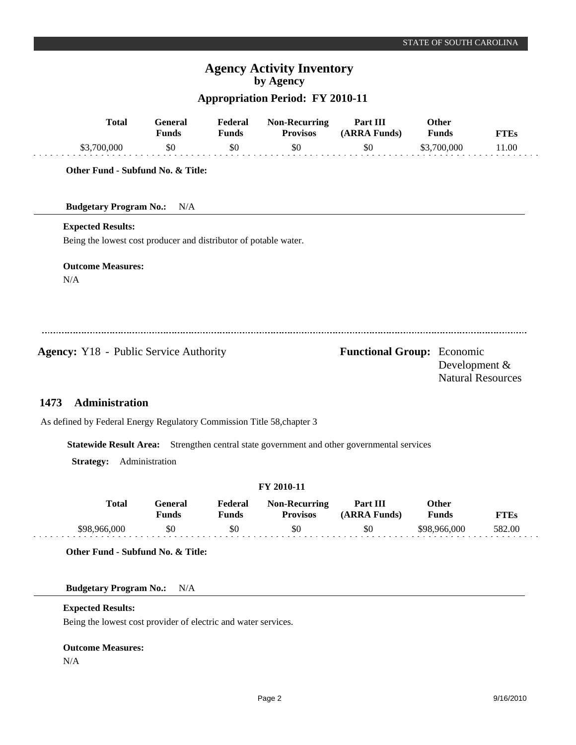# Agency Activity Inventory
## by Agency

### Appropriation Period: FY 2010-11

| Total | General Funds | Federal Funds | Non-Recurring Provisos | Part III (ARRA Funds) | Other Funds | FTEs |
|---|---|---|---|---|---|---|
| \$3,700,000 | \$0 | \$0 | \$0 | \$0 | \$3,700,000 | 11.00 |

**Other Fund - Subfund No. & Title:**

**Budgetary Program No.:** N/A

**Expected Results:**

Being the lowest cost producer and distributor of potable water.

**Outcome Measures:**

N/A

---

**Agency:** Y18 - Public Service Authority

**Functional Group:** Economic Development & Natural Resources

## 1473 Administration

As defined by Federal Energy Regulatory Commission Title 58,chapter 3

**Statewide Result Area:** Strengthen central state government and other governmental services

**Strategy:** Administration

**FY 2010-11**

| Total | General Funds | Federal Funds | Non-Recurring Provisos | Part III (ARRA Funds) | Other Funds | FTEs |
|---|---|---|---|---|---|---|
| \$98,966,000 | \$0 | \$0 | \$0 | \$0 | \$98,966,000 | 582.00 |

**Other Fund - Subfund No. & Title:**

**Budgetary Program No.:** N/A

**Expected Results:**

Being the lowest cost provider of electric and water services.

**Outcome Measures:**

N/A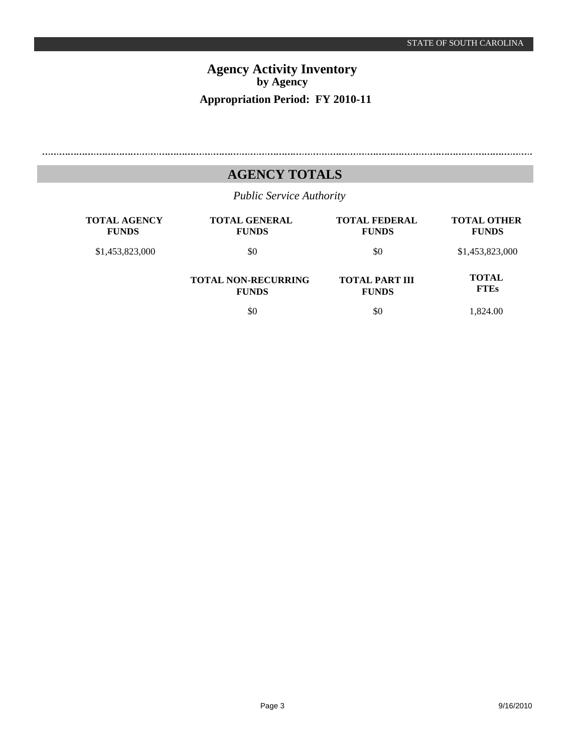# Agency Activity Inventory
### by Agency
### Appropriation Period: FY 2010-11

## AGENCY TOTALS

*Public Service Authority*

| TOTAL AGENCY FUNDS | TOTAL GENERAL FUNDS | TOTAL FEDERAL FUNDS | TOTAL OTHER FUNDS |
|---|---|---|---|
| $1,453,823,000 | $0 | $0 | $1,453,823,000 |

| | TOTAL NON-RECURRING FUNDS | TOTAL PART III FUNDS | TOTAL FTEs |
|---|---|---|---|
| | $0 | $0 | 1,824.00 |